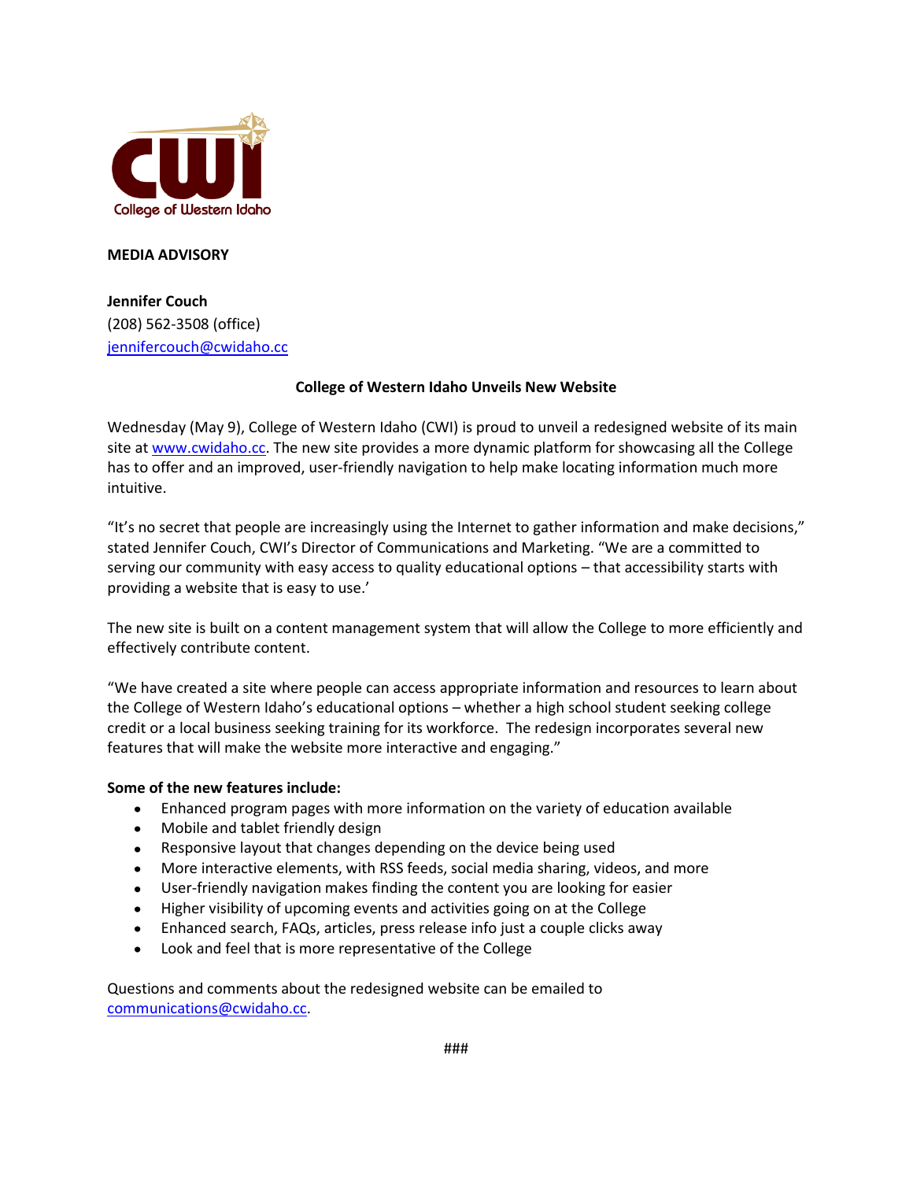CWI
College of Western Idaho

**MEDIA ADVISORY**

**Jennifer Couch**
(208) 562-3508 (office)
jennifercouch@cwidaho.cc

**College of Western Idaho Unveils New Website**

Wednesday (May 9), College of Western Idaho (CWI) is proud to unveil a redesigned website of its main site at www.cwidaho.cc. The new site provides a more dynamic platform for showcasing all the College has to offer and an improved, user-friendly navigation to help make locating information much more intuitive.

"It's no secret that people are increasingly using the Internet to gather information and make decisions," stated Jennifer Couch, CWI's Director of Communications and Marketing. "We are a committed to serving our community with easy access to quality educational options – that accessibility starts with providing a website that is easy to use.'

The new site is built on a content management system that will allow the College to more efficiently and effectively contribute content.

"We have created a site where people can access appropriate information and resources to learn about the College of Western Idaho's educational options – whether a high school student seeking college credit or a local business seeking training for its workforce. The redesign incorporates several new features that will make the website more interactive and engaging."

**Some of the new features include:**

- Enhanced program pages with more information on the variety of education available
- Mobile and tablet friendly design
- Responsive layout that changes depending on the device being used
- More interactive elements, with RSS feeds, social media sharing, videos, and more
- User-friendly navigation makes finding the content you are looking for easier
- Higher visibility of upcoming events and activities going on at the College
- Enhanced search, FAQs, articles, press release info just a couple clicks away
- Look and feel that is more representative of the College

Questions and comments about the redesigned website can be emailed to communications@cwidaho.cc.

###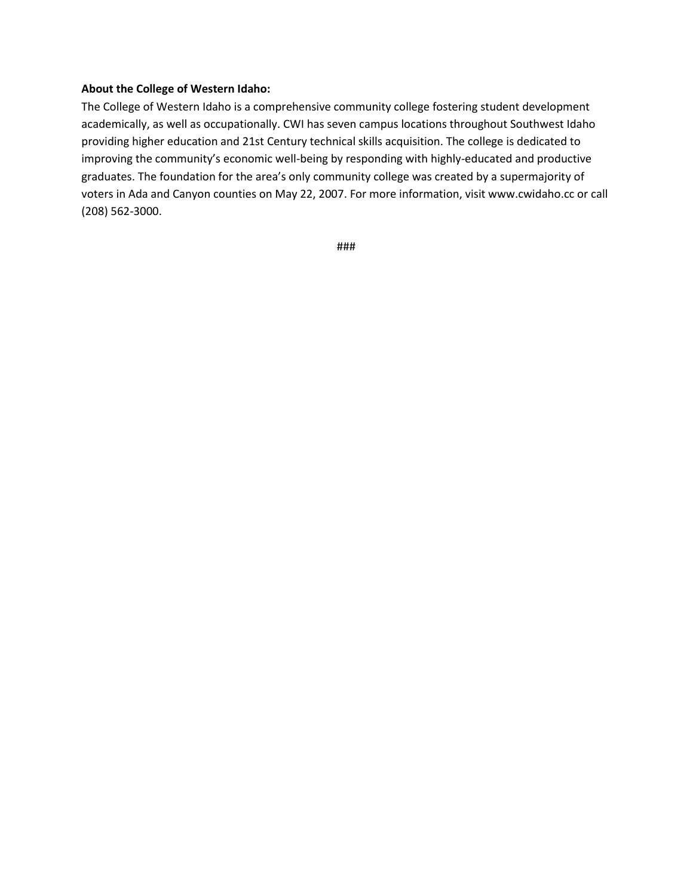**About the College of Western Idaho:**

The College of Western Idaho is a comprehensive community college fostering student development academically, as well as occupationally. CWI has seven campus locations throughout Southwest Idaho providing higher education and 21st Century technical skills acquisition. The college is dedicated to improving the community's economic well-being by responding with highly-educated and productive graduates. The foundation for the area's only community college was created by a supermajority of voters in Ada and Canyon counties on May 22, 2007. For more information, visit www.cwidaho.cc or call (208) 562-3000.

###